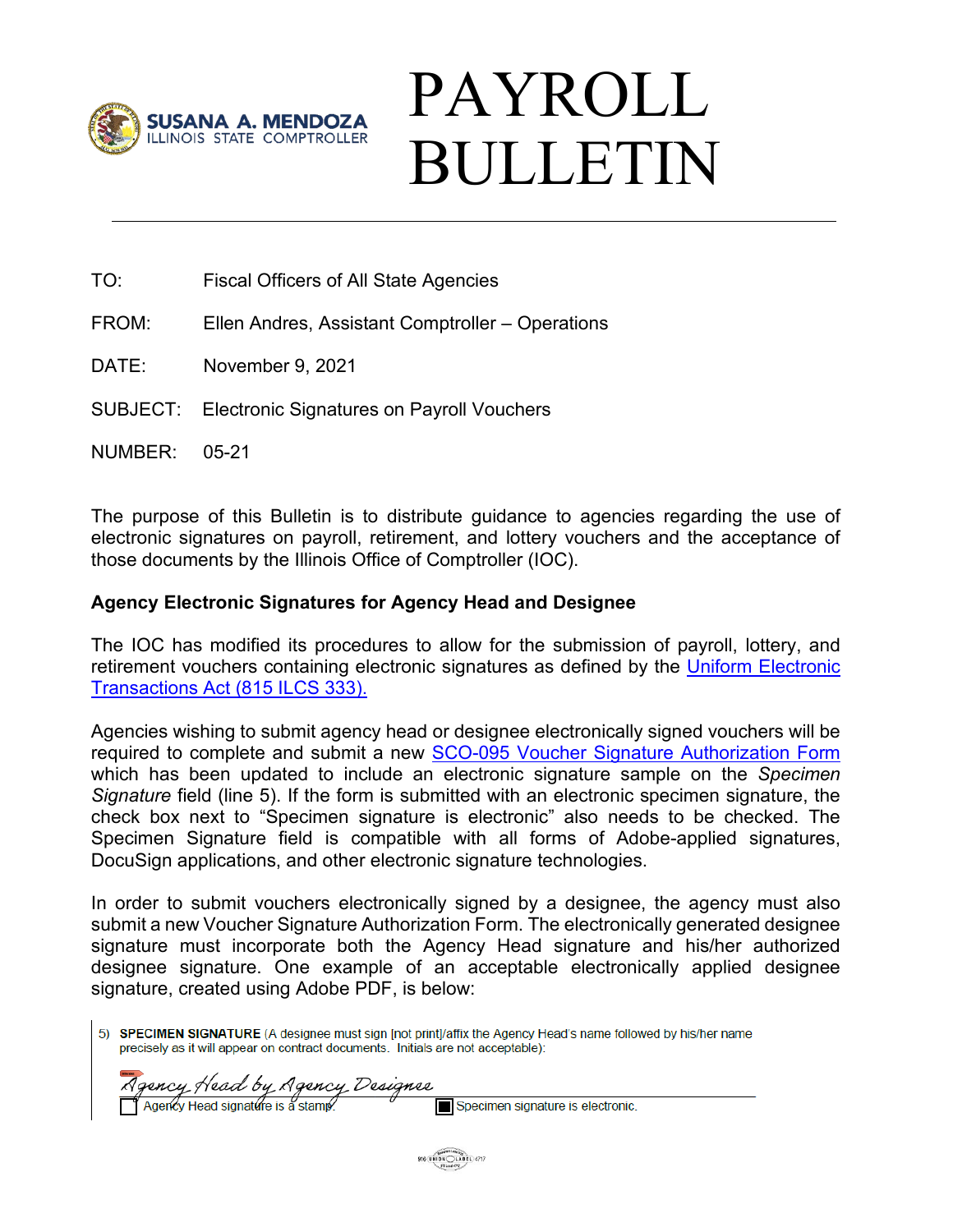SUSANA A. MENDOZA
ILLINOIS STATE COMPTROLLER

# PAYROLL BULLETIN

TO: Fiscal Officers of All State Agencies

FROM: Ellen Andres, Assistant Comptroller – Operations

DATE: November 9, 2021

SUBJECT: Electronic Signatures on Payroll Vouchers

NUMBER: 05-21

The purpose of this Bulletin is to distribute guidance to agencies regarding the use of electronic signatures on payroll, retirement, and lottery vouchers and the acceptance of those documents by the Illinois Office of Comptroller (IOC).

**Agency Electronic Signatures for Agency Head and Designee**

The IOC has modified its procedures to allow for the submission of payroll, lottery, and retirement vouchers containing electronic signatures as defined by the Uniform Electronic Transactions Act (815 ILCS 333).

Agencies wishing to submit agency head or designee electronically signed vouchers will be required to complete and submit a new SCO-095 Voucher Signature Authorization Form which has been updated to include an electronic signature sample on the *Specimen Signature* field (line 5). If the form is submitted with an electronic specimen signature, the check box next to "Specimen signature is electronic" also needs to be checked. The Specimen Signature field is compatible with all forms of Adobe-applied signatures, DocuSign applications, and other electronic signature technologies.

In order to submit vouchers electronically signed by a designee, the agency must also submit a new Voucher Signature Authorization Form. The electronically generated designee signature must incorporate both the Agency Head signature and his/her authorized designee signature. One example of an acceptable electronically applied designee signature, created using Adobe PDF, is below:

5) **SPECIMEN SIGNATURE** (A designee must sign [not print]/affix the Agency Head's name followed by his/her name precisely as it will appear on contract documents. Initials are not acceptable):

*Agency Head by Agency Designee*

☐ Agency Head signature is a stamp. ☒ Specimen signature is electronic.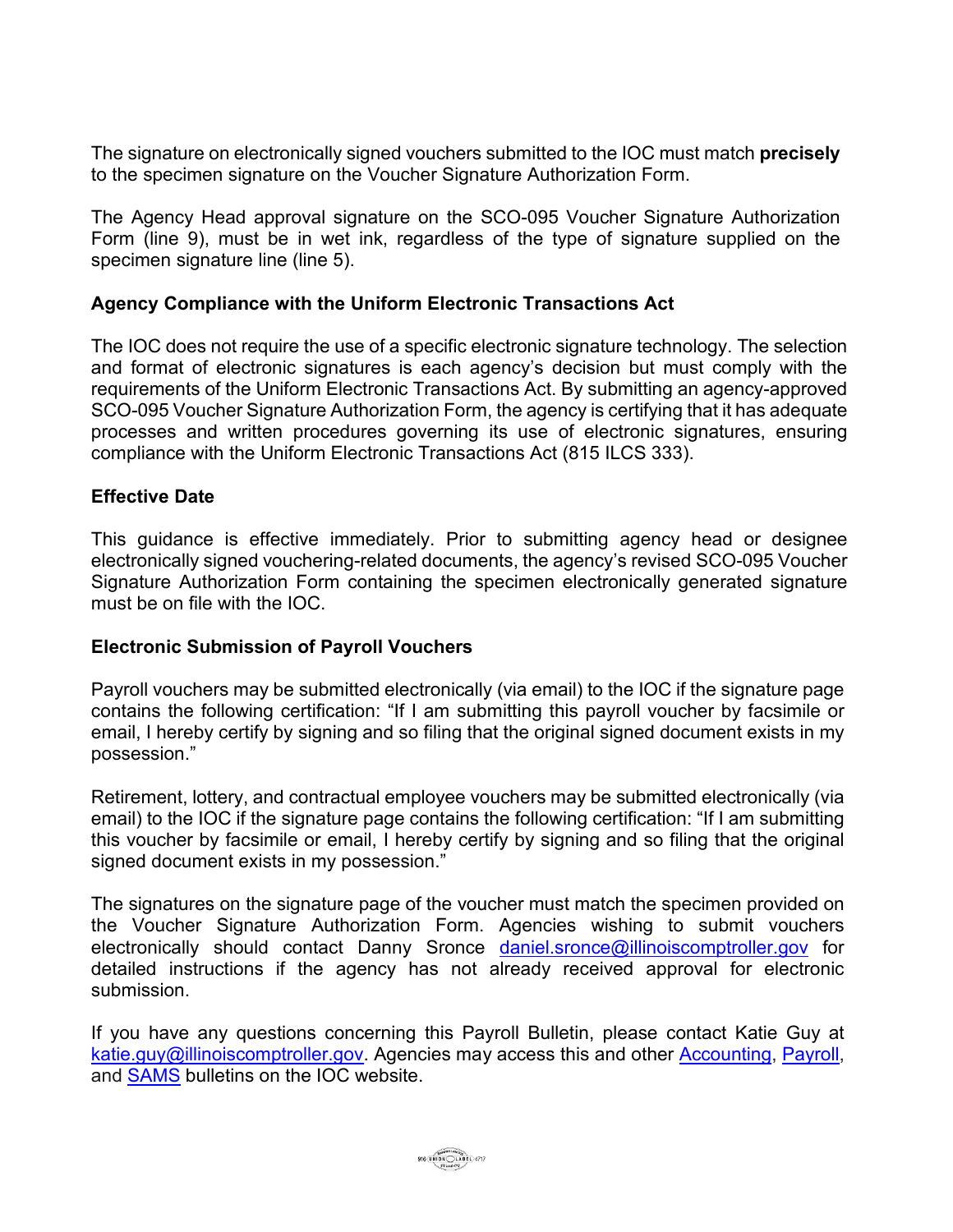The signature on electronically signed vouchers submitted to the IOC must match **precisely** to the specimen signature on the Voucher Signature Authorization Form.

The Agency Head approval signature on the SCO-095 Voucher Signature Authorization Form (line 9), must be in wet ink, regardless of the type of signature supplied on the specimen signature line (line 5).

**Agency Compliance with the Uniform Electronic Transactions Act**

The IOC does not require the use of a specific electronic signature technology. The selection and format of electronic signatures is each agency's decision but must comply with the requirements of the Uniform Electronic Transactions Act. By submitting an agency-approved SCO-095 Voucher Signature Authorization Form, the agency is certifying that it has adequate processes and written procedures governing its use of electronic signatures, ensuring compliance with the Uniform Electronic Transactions Act (815 ILCS 333).

**Effective Date**

This guidance is effective immediately. Prior to submitting agency head or designee electronically signed vouchering-related documents, the agency's revised SCO-095 Voucher Signature Authorization Form containing the specimen electronically generated signature must be on file with the IOC.

**Electronic Submission of Payroll Vouchers**

Payroll vouchers may be submitted electronically (via email) to the IOC if the signature page contains the following certification: "If I am submitting this payroll voucher by facsimile or email, I hereby certify by signing and so filing that the original signed document exists in my possession."

Retirement, lottery, and contractual employee vouchers may be submitted electronically (via email) to the IOC if the signature page contains the following certification: "If I am submitting this voucher by facsimile or email, I hereby certify by signing and so filing that the original signed document exists in my possession."

The signatures on the signature page of the voucher must match the specimen provided on the Voucher Signature Authorization Form. Agencies wishing to submit vouchers electronically should contact Danny Sronce daniel.sronce@illinoiscomptroller.gov for detailed instructions if the agency has not already received approval for electronic submission.

If you have any questions concerning this Payroll Bulletin, please contact Katie Guy at katie.guy@illinoiscomptroller.gov. Agencies may access this and other Accounting, Payroll, and SAMS bulletins on the IOC website.